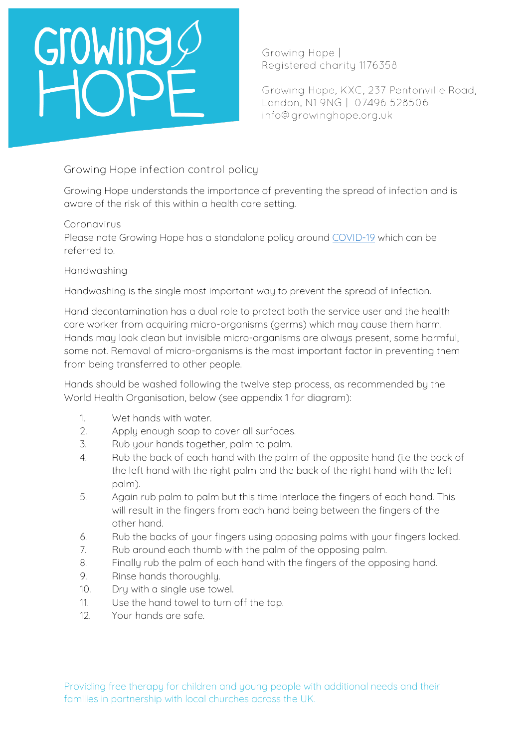Growing Hope |
Registered charity 1176358

Growing Hope, KXC, 237 Pentonville Road, London, N1 9NG | 07496 528506
info@growinghope.org.uk

# Growing Hope infection control policy

Growing Hope understands the importance of preventing the spread of infection and is aware of the risk of this within a health care setting.

## Coronavirus

Please note Growing Hope has a standalone policy around COVID-19 which can be referred to.

## Handwashing

Handwashing is the single most important way to prevent the spread of infection.

Hand decontamination has a dual role to protect both the service user and the health care worker from acquiring micro-organisms (germs) which may cause them harm. Hands may look clean but invisible micro-organisms are always present, some harmful, some not. Removal of micro-organisms is the most important factor in preventing them from being transferred to other people.

Hands should be washed following the twelve step process, as recommended by the World Health Organisation, below (see appendix 1 for diagram):

1. Wet hands with water.
2. Apply enough soap to cover all surfaces.
3. Rub your hands together, palm to palm.
4. Rub the back of each hand with the palm of the opposite hand (i.e the back of the left hand with the right palm and the back of the right hand with the left palm).
5. Again rub palm to palm but this time interlace the fingers of each hand. This will result in the fingers from each hand being between the fingers of the other hand.
6. Rub the backs of your fingers using opposing palms with your fingers locked.
7. Rub around each thumb with the palm of the opposing palm.
8. Finally rub the palm of each hand with the fingers of the opposing hand.
9. Rinse hands thoroughly.
10. Dry with a single use towel.
11. Use the hand towel to turn off the tap.
12. Your hands are safe.

Providing free therapy for children and young people with additional needs and their families in partnership with local churches across the UK.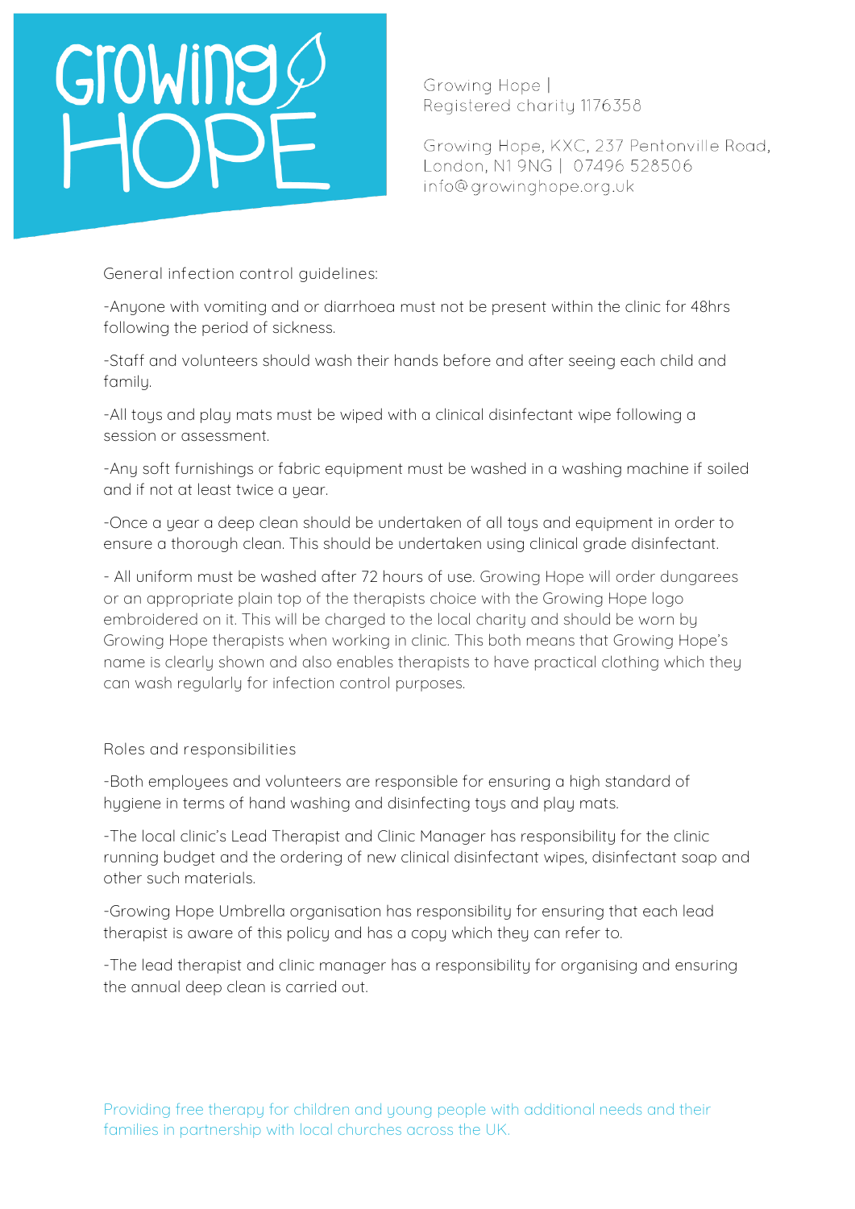General infection control guidelines:

-Anyone with vomiting and or diarrhoea must not be present within the clinic for 48hrs following the period of sickness.

-Staff and volunteers should wash their hands before and after seeing each child and family.

-All toys and play mats must be wiped with a clinical disinfectant wipe following a session or assessment.

-Any soft furnishings or fabric equipment must be washed in a washing machine if soiled and if not at least twice a year.

-Once a year a deep clean should be undertaken of all toys and equipment in order to ensure a thorough clean. This should be undertaken using clinical grade disinfectant.

- All uniform must be washed after 72 hours of use. Growing Hope will order dungarees or an appropriate plain top of the therapists choice with the Growing Hope logo embroidered on it. This will be charged to the local charity and should be worn by Growing Hope therapists when working in clinic. This both means that Growing Hope's name is clearly shown and also enables therapists to have practical clothing which they can wash regularly for infection control purposes.

Roles and responsibilities

-Both employees and volunteers are responsible for ensuring a high standard of hygiene in terms of hand washing and disinfecting toys and play mats.

-The local clinic's Lead Therapist and Clinic Manager has responsibility for the clinic running budget and the ordering of new clinical disinfectant wipes, disinfectant soap and other such materials.

-Growing Hope Umbrella organisation has responsibility for ensuring that each lead therapist is aware of this policy and has a copy which they can refer to.

-The lead therapist and clinic manager has a responsibility for organising and ensuring the annual deep clean is carried out.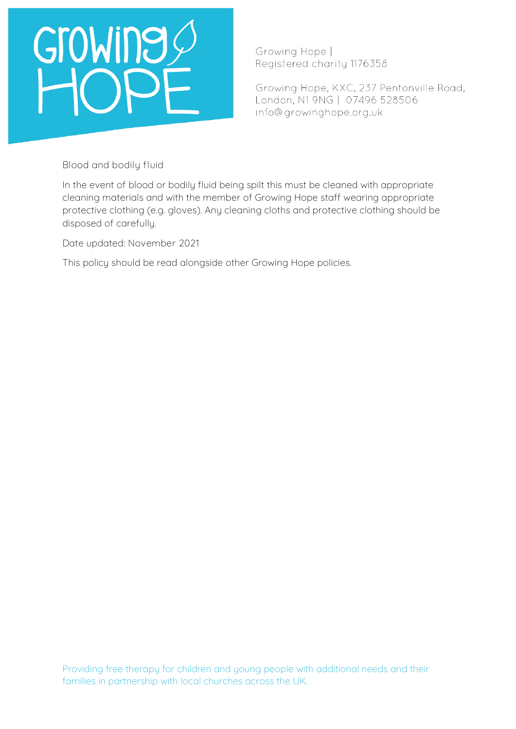Growing Hope |
Registered charity 1176358

Growing Hope, KXC, 237 Pentonville Road,
London, N1 9NG | 07496 528506
info@growinghope.org.uk

Blood and bodily fluid

In the event of blood or bodily fluid being spilt this must be cleaned with appropriate cleaning materials and with the member of Growing Hope staff wearing appropriate protective clothing (e.g. gloves). Any cleaning cloths and protective clothing should be disposed of carefully.

Date updated: November 2021

This policy should be read alongside other Growing Hope policies.

Providing free therapy for children and young people with additional needs and their families in partnership with local churches across the UK.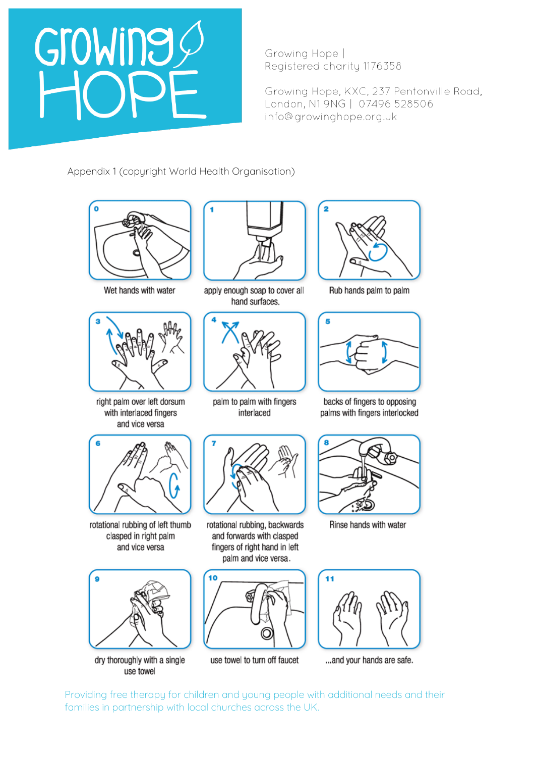Growing Hope |
Registered charity 1176358

Growing Hope, KXC, 237 Pentonville Road, London, N1 9NG | 07496 528506
info@growinghope.org.uk

Appendix 1 (copyright World Health Organisation)

0 Wet hands with water

1 apply enough soap to cover all hand surfaces.

2 Rub hands palm to palm

3 right palm over left dorsum with interlaced fingers and vice versa

4 palm to palm with fingers interlaced

5 backs of fingers to opposing palms with fingers interlocked

6 rotational rubbing of left thumb clasped in right palm and vice versa

7 rotational rubbing, backwards and forwards with clasped fingers of right hand in left palm and vice versa.

8 Rinse hands with water

9 dry thoroughly with a single use towel

10 use towel to turn off faucet

11 ...and your hands are safe.

Providing free therapy for children and young people with additional needs and their families in partnership with local churches across the UK.